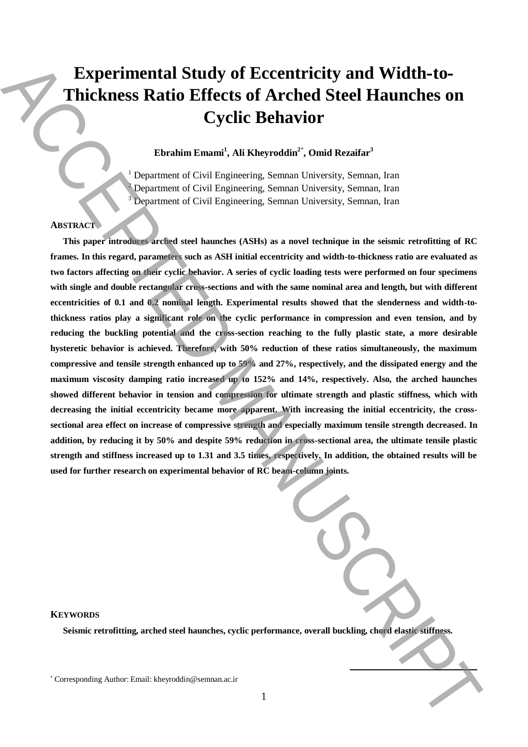# Experimental Study of Eccentricity and Width-to-Thickness Ratio Effects of Arched Steel Haunches on Cyclic Behavior

**Ebrahim Emami[1], Ali Kheyroddin[2*], Omid Rezaifar[3]**

[1] Department of Civil Engineering, Semnan University, Semnan, Iran
[2] Department of Civil Engineering, Semnan University, Semnan, Iran
[3] Department of Civil Engineering, Semnan University, Semnan, Iran

## ABSTRACT

**This paper introduces arched steel haunches (ASHs) as a novel technique in the seismic retrofitting of RC frames. In this regard, parameters such as ASH initial eccentricity and width-to-thickness ratio are evaluated as two factors affecting on their cyclic behavior. A series of cyclic loading tests were performed on four specimens with single and double rectangular cross-sections and with the same nominal area and length, but with different eccentricities of 0.1 and 0.2 nominal length. Experimental results showed that the slenderness and width-to-thickness ratios play a significant role on the cyclic performance in compression and even tension, and by reducing the buckling potential and the cross-section reaching to the fully plastic state, a more desirable hysteretic behavior is achieved. Therefore, with 50% reduction of these ratios simultaneously, the maximum compressive and tensile strength enhanced up to 59% and 27%, respectively, and the dissipated energy and the maximum viscosity damping ratio increased up to 152% and 14%, respectively. Also, the arched haunches showed different behavior in tension and compression for ultimate strength and plastic stiffness, which with decreasing the initial eccentricity became more apparent. With increasing the initial eccentricity, the cross-sectional area effect on increase of compressive strength and especially maximum tensile strength decreased. In addition, by reducing it by 50% and despite 59% reduction in cross-sectional area, the ultimate tensile plastic strength and stiffness increased up to 1.31 and 3.5 times, respectively. In addition, the obtained results will be used for further research on experimental behavior of RC beam-column joints.**

## KEYWORDS

**Seismic retrofitting, arched steel haunches, cyclic performance, overall buckling, chord elastic stiffness.**

[*] Corresponding Author: Email: kheyroddin@semnan.ac.ir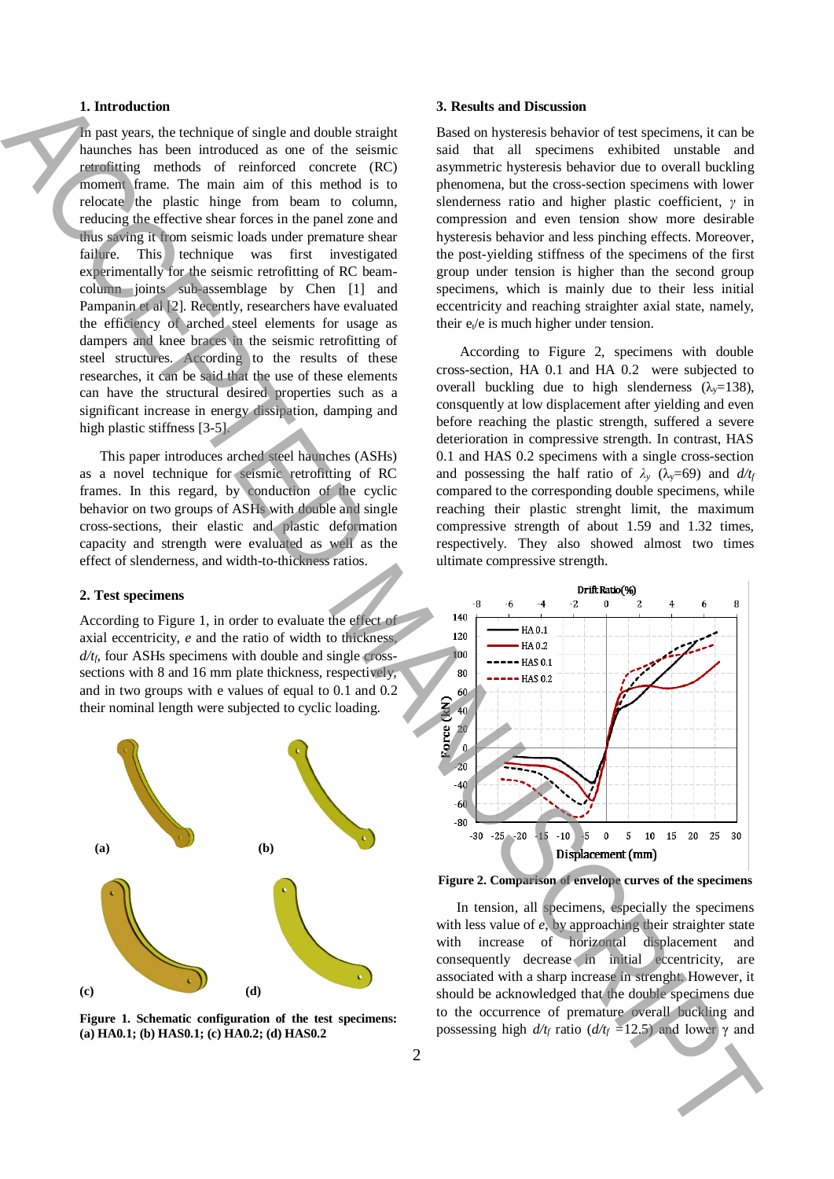## 1. Introduction

In past years, the technique of single and double straight haunches has been introduced as one of the seismic retrofitting methods of reinforced concrete (RC) moment frame. The main aim of this method is to relocate the plastic hinge from beam to column, reducing the effective shear forces in the panel zone and thus saving it from seismic loads under premature shear failure. This technique was first investigated experimentally for the seismic retrofitting of RC beam-column joints sub-assemblage by Chen [1] and Pampanin et al [2]. Recently, researchers have evaluated the efficiency of arched steel elements for usage as dampers and knee braces in the seismic retrofitting of steel structures. According to the results of these researches, it can be said that the use of these elements can have the structural desired properties such as a significant increase in energy dissipation, damping and high plastic stiffness [3-5].

This paper introduces arched steel haunches (ASHs) as a novel technique for seismic retrofitting of RC frames. In this regard, by conduction of the cyclic behavior on two groups of ASHs with double and single cross-sections, their elastic and plastic deformation capacity and strength were evaluated as well as the effect of slenderness, and width-to-thickness ratios.

## 2. Test specimens

According to Figure 1, in order to evaluate the effect of axial eccentricity, *e* and the ratio of width to thickness, $d/t_f$, four ASHs specimens with double and single cross-sections with 8 and 16 mm plate thickness, respectively, and in two groups with e values of equal to 0.1 and 0.2 their nominal length were subjected to cyclic loading.

**Figure 1. Schematic configuration of the test specimens: (a) HA0.1; (b) HAS0.1; (c) HA0.2; (d) HAS0.2**

## 3. Results and Discussion

Based on hysteresis behavior of test specimens, it can be said that all specimens exhibited unstable and asymmetric hysteresis behavior due to overall buckling phenomena, but the cross-section specimens with lower slenderness ratio and higher plastic coefficient, $\gamma$ in compression and even tension show more desirable hysteresis behavior and less pinching effects. Moreover, the post-yielding stiffness of the specimens of the first group under tension is higher than the second group specimens, which is mainly due to their less initial eccentricity and reaching straighter axial state, namely, their $e_t/e$ is much higher under tension.

According to Figure 2, specimens with double cross-section, HA 0.1 and HA 0.2 were subjected to overall buckling due to high slenderness ($\lambda_y$=138), consquently at low displacement after yielding and even before reaching the plastic strength, suffered a severe deterioration in compressive strength. In contrast, HAS 0.1 and HAS 0.2 specimens with a single cross-section and possessing the half ratio of $\lambda_y$ ($\lambda_y$=69) and $d/t_f$ compared to the corresponding double specimens, while reaching their plastic strenght limit, the maximum compressive strength of about 1.59 and 1.32 times, respectively. They also showed almost two times ultimate compressive strength.

**Figure 2. Comparison of envelope curves of the specimens**

In tension, all specimens, especially the specimens with less value of *e*, by approaching their straighter state with increase of horizontal displacement and consequently decrease in initial eccentricity, are associated with a sharp increase in strenght. However, it should be acknowledged that the double specimens due to the occurrence of premature overall buckling and possessing high $d/t_f$ ratio ($d/t_f$ =12.5) and lower $\gamma$ and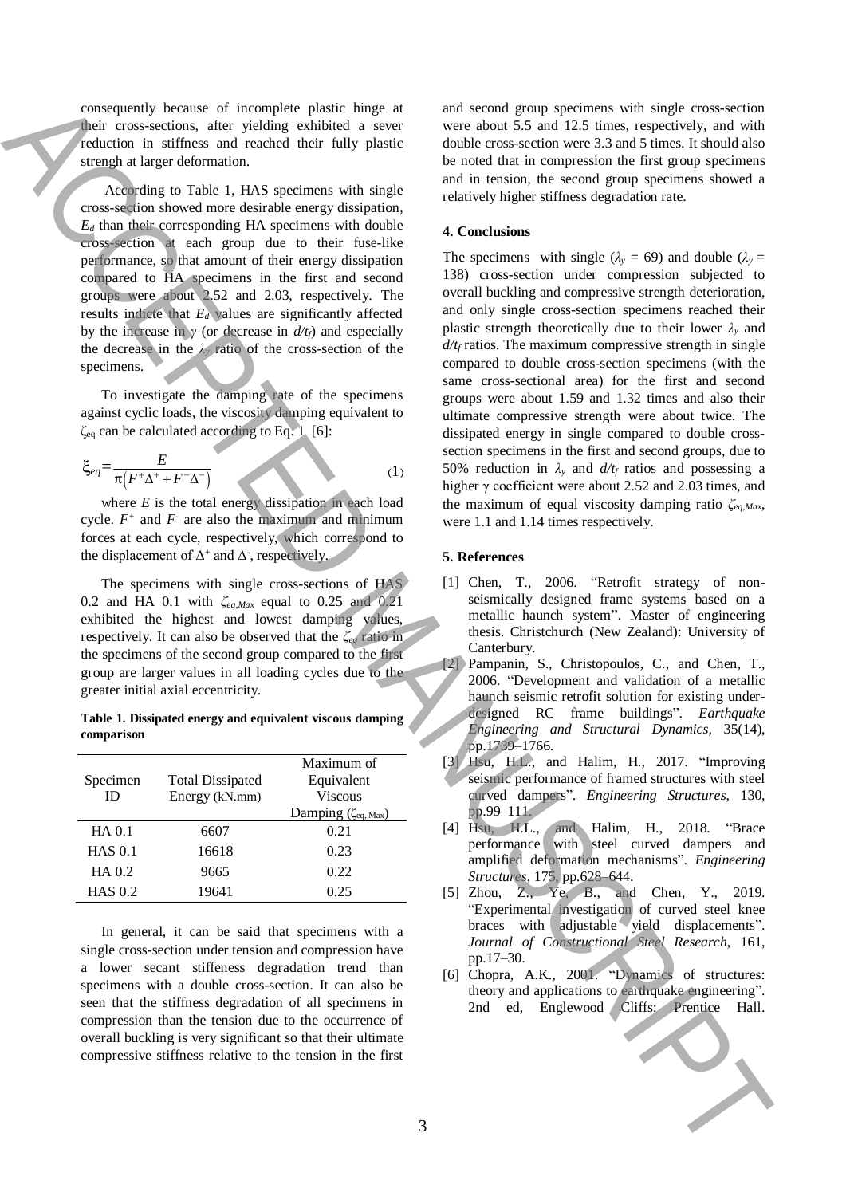consequently because of incomplete plastic hinge at their cross-sections, after yielding exhibited a sever reduction in stiffness and reached their fully plastic strengh at larger deformation.

According to Table 1, HAS specimens with single cross-section showed more desirable energy dissipation, $E_d$ than their corresponding HA specimens with double cross-section at each group due to their fuse-like performance, so that amount of their energy dissipation compared to HA specimens in the first and second groups were about 2.52 and 2.03, respectively. The results indicte that $E_d$ values are significantly affected by the increase in $\gamma$ (or decrease in $d/t_f$) and especially the decrease in the $\lambda_y$ ratio of the cross-section of the specimens.

To investigate the damping rate of the specimens against cyclic loads, the viscosity damping equivalent to $\zeta_{eq}$ can be calculated according to Eq. 1 [6]:

$$\xi_{eq} = \frac{E}{\pi\left(F^{+}\Delta^{+} + F^{-}\Delta^{-}\right)} \tag{1}$$

where $E$ is the total energy dissipation in each load cycle. $F^+$ and $F^-$ are also the maximum and minimum forces at each cycle, respectively, which correspond to the displacement of $\Delta^+$ and $\Delta^-$, respectively.

The specimens with single cross-sections of HAS 0.2 and HA 0.1 with $\zeta_{eq,Max}$ equal to 0.25 and 0.21 exhibited the highest and lowest damping values, respectively. It can also be observed that the $\zeta_{eq}$ ratio in the specimens of the second group compared to the first group are larger values in all loading cycles due to the greater initial axial eccentricity.

**Table 1. Dissipated energy and equivalent viscous damping comparison**

| Specimen ID | Total Dissipated Energy (kN.mm) | Maximum of Equivalent Viscous Damping ($\zeta_{eq,Max}$) |
|---|---|---|
| HA 0.1 | 6607 | 0.21 |
| HAS 0.1 | 16618 | 0.23 |
| HA 0.2 | 9665 | 0.22 |
| HAS 0.2 | 19641 | 0.25 |

In general, it can be said that specimens with a single cross-section under tension and compression have a lower secant stiffness degradation trend than specimens with a double cross-section. It can also be seen that the stiffness degradation of all specimens in compression than the tension due to the occurrence of overall buckling is very significant so that their ultimate compressive stiffness relative to the tension in the first and second group specimens with single cross-section were about 5.5 and 12.5 times, respectively, and with double cross-section were 3.3 and 5 times. It should also be noted that in compression the first group specimens and in tension, the second group specimens showed a relatively higher stiffness degradation rate.

## 4. Conclusions

The specimens with single ($\lambda_y$ = 69) and double ($\lambda_y$ = 138) cross-section under compression subjected to overall buckling and compressive strength deterioration, and only single cross-section specimens reached their plastic strength theoretically due to their lower $\lambda_y$ and $d/t_f$ ratios. The maximum compressive strength in single compared to double cross-section specimens (with the same cross-sectional area) for the first and second groups were about 1.59 and 1.32 times and also their ultimate compressive strength were about twice. The dissipated energy in single compared to double cross-section specimens in the first and second groups, due to 50% reduction in $\lambda_y$ and $d/t_f$ ratios and possessing a higher $\gamma$ coefficient were about 2.52 and 2.03 times, and the maximum of equal viscosity damping ratio $\zeta_{eq,Max}$, were 1.1 and 1.14 times respectively.

## 5. References

[1] Chen, T., 2006. "Retrofit strategy of non-seismically designed frame systems based on a metallic haunch system". Master of engineering thesis. Christchurch (New Zealand): University of Canterbury.

[2] Pampanin, S., Christopoulos, C., and Chen, T., 2006. "Development and validation of a metallic haunch seismic retrofit solution for existing under-designed RC frame buildings". *Earthquake Engineering and Structural Dynamics*, 35(14), pp.1739–1766.

[3] Hsu, H.L., and Halim, H., 2017. "Improving seismic performance of framed structures with steel curved dampers". *Engineering Structures*, 130, pp.99–111.

[4] Hsu, H.L., and Halim, H., 2018. "Brace performance with steel curved dampers and amplified deformation mechanisms". *Engineering Structures*, 175, pp.628–644.

[5] Zhou, Z., Ye, B., and Chen, Y., 2019. "Experimental investigation of curved steel knee braces with adjustable yield displacements". *Journal of Constructional Steel Research*, 161, pp.17–30.

[6] Chopra, A.K., 2001. "Dynamics of structures: theory and applications to earthquake engineering". 2nd ed, Englewood Cliffs: Prentice Hall.